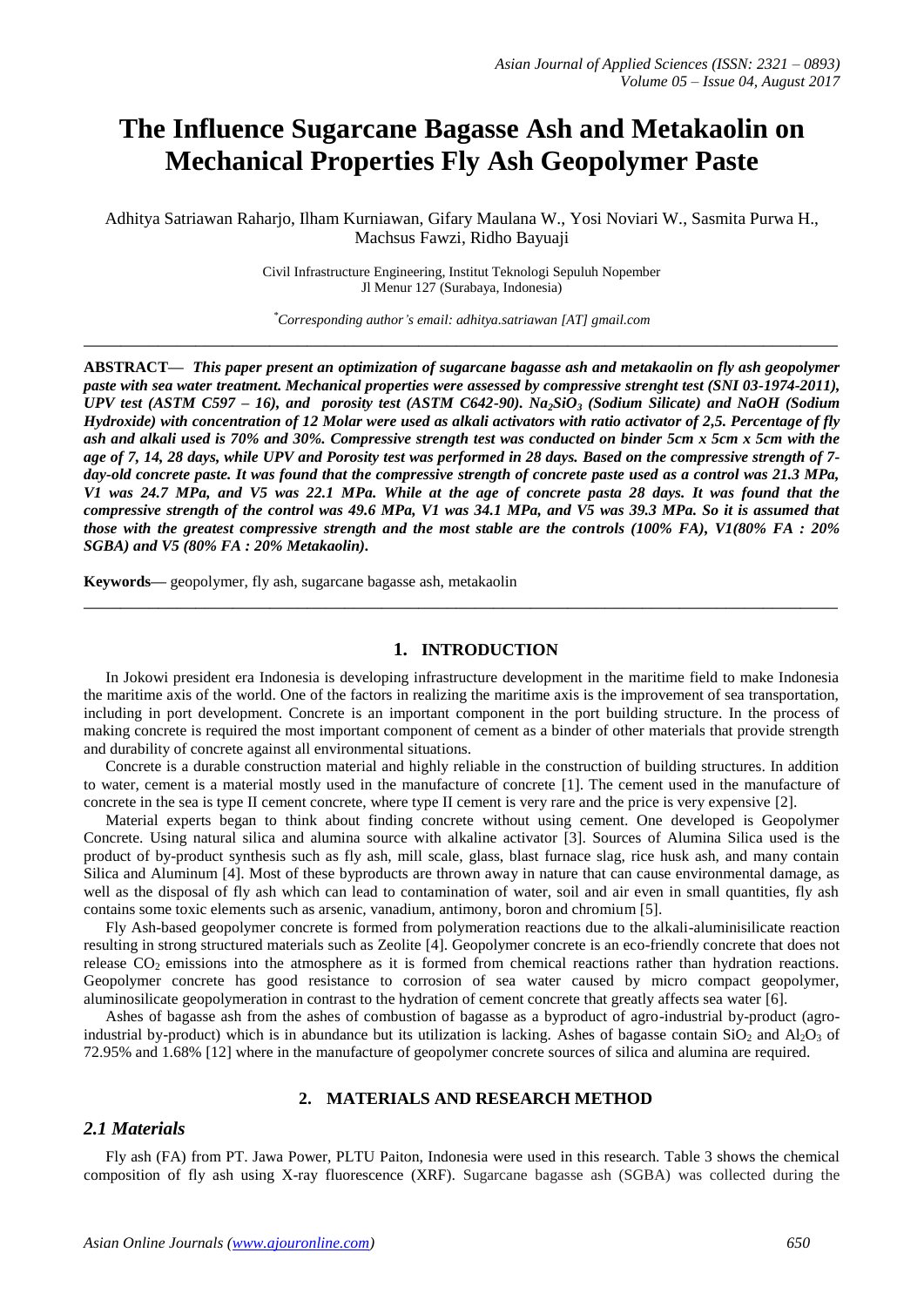# The Influence Sugarcane Bagasse Ash and Metakaolin on Mechanical Properties Fly Ash Geopolymer Paste

Adhitya Satriawan Raharjo, Ilham Kurniawan, Gifary Maulana W., Yosi Noviari W., Sasmita Purwa H., Machsus Fawzi, Ridho Bayuaji

Civil Infrastructure Engineering, Institut Teknologi Sepuluh Nopember
Jl Menur 127 (Surabaya, Indonesia)

*Corresponding author's email: adhitya.satriawan [AT] gmail.com*

---

**ABSTRACT—** ***This paper present an optimization of sugarcane bagasse ash and metakaolin on fly ash geopolymer paste with sea water treatment. Mechanical properties were assessed by compressive strenght test (SNI 03-1974-2011), UPV test (ASTM C597 – 16), and porosity test (ASTM C642-90). $Na_2SiO_3$ (Sodium Silicate) and NaOH (Sodium Hydroxide) with concentration of 12 Molar were used as alkali activators with ratio activator of 2,5. Percentage of fly ash and alkali used is 70% and 30%. Compressive strength test was conducted on binder 5cm x 5cm x 5cm with the age of 7, 14, 28 days, while UPV and Porosity test was performed in 28 days. Based on the compressive strength of 7-day-old concrete paste. It was found that the compressive strength of concrete paste used as a control was 21.3 MPa, V1 was 24.7 MPa, and V5 was 22.1 MPa. While at the age of concrete pasta 28 days. It was found that the compressive strength of the control was 49.6 MPa, V1 was 34.1 MPa, and V5 was 39.3 MPa. So it is assumed that those with the greatest compressive strength and the most stable are the controls (100% FA), V1(80% FA : 20% SGBA) and V5 (80% FA : 20% Metakaolin).***

**Keywords—** geopolymer, fly ash, sugarcane bagasse ash, metakaolin

---

## 1. INTRODUCTION

In Jokowi president era Indonesia is developing infrastructure development in the maritime field to make Indonesia the maritime axis of the world. One of the factors in realizing the maritime axis is the improvement of sea transportation, including in port development. Concrete is an important component in the port building structure. In the process of making concrete is required the most important component of cement as a binder of other materials that provide strength and durability of concrete against all environmental situations.

Concrete is a durable construction material and highly reliable in the construction of building structures. In addition to water, cement is a material mostly used in the manufacture of concrete [1]. The cement used in the manufacture of concrete in the sea is type II cement concrete, where type II cement is very rare and the price is very expensive [2].

Material experts began to think about finding concrete without using cement. One developed is Geopolymer Concrete. Using natural silica and alumina source with alkaline activator [3]. Sources of Alumina Silica used is the product of by-product synthesis such as fly ash, mill scale, glass, blast furnace slag, rice husk ash, and many contain Silica and Aluminum [4]. Most of these byproducts are thrown away in nature that can cause environmental damage, as well as the disposal of fly ash which can lead to contamination of water, soil and air even in small quantities, fly ash contains some toxic elements such as arsenic, vanadium, antimony, boron and chromium [5].

Fly Ash-based geopolymer concrete is formed from polymeration reactions due to the alkali-aluminisilicate reaction resulting in strong structured materials such as Zeolite [4]. Geopolymer concrete is an eco-friendly concrete that does not release $CO_2$ emissions into the atmosphere as it is formed from chemical reactions rather than hydration reactions. Geopolymer concrete has good resistance to corrosion of sea water caused by micro compact geopolymer, aluminosilicate geopolymerization in contrast to the hydration of cement concrete that greatly affects sea water [6].

Ashes of bagasse ash from the ashes of combustion of bagasse as a byproduct of agro-industrial by-product (agro-industrial by-product) which is in abundance but its utilization is lacking. Ashes of bagasse contain $SiO_2$ and $Al_2O_3$ of 72.95% and 1.68% [12] where in the manufacture of geopolymer concrete sources of silica and alumina are required.

## 2. MATERIALS AND RESEARCH METHOD

### *2.1 Materials*

Fly ash (FA) from PT. Jawa Power, PLTU Paiton, Indonesia were used in this research. Table 3 shows the chemical composition of fly ash using X-ray fluorescence (XRF). Sugarcane bagasse ash (SGBA) was collected during the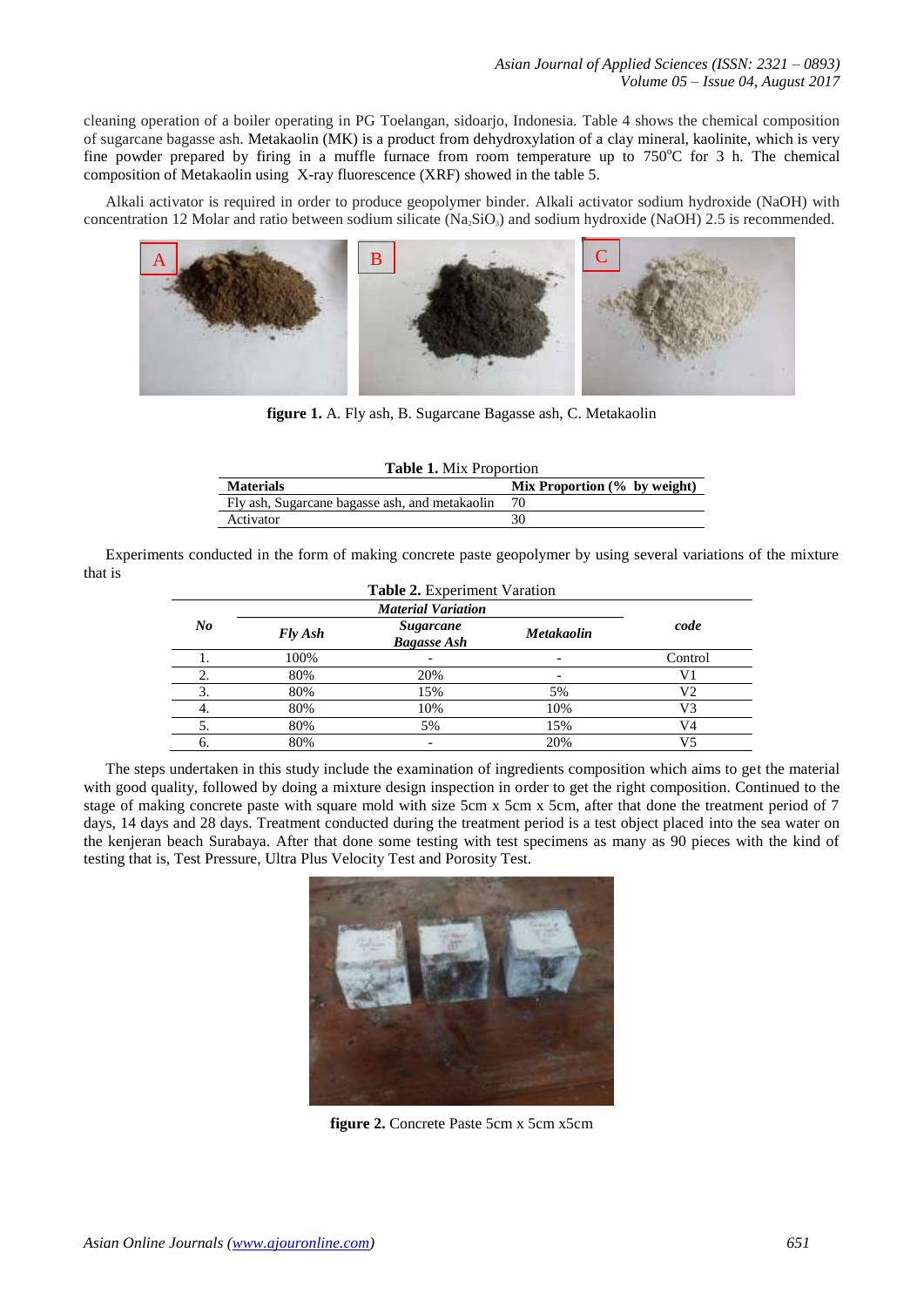cleaning operation of a boiler operating in PG Toelangan, sidoarjo, Indonesia. Table 4 shows the chemical composition of sugarcane bagasse ash. Metakaolin (MK) is a product from dehydroxylation of a clay mineral, kaolinite, which is very fine powder prepared by firing in a muffle furnace from room temperature up to 750$^oC$ for 3 h. The chemical composition of Metakaolin using X-ray fluorescence (XRF) showed in the table 5.

Alkali activator is required in order to produce geopolymer binder. Alkali activator sodium hydroxide (NaOH) with concentration 12 Molar and ratio between sodium silicate ($Na_2SiO_3$) and sodium hydroxide (NaOH) 2.5 is recommended.

**figure 1.** A. Fly ash, B. Sugarcane Bagasse ash, C. Metakaolin

**Table 1.** Mix Proportion

| Materials | Mix Proportion (% by weight) |
|---|---|
| Fly ash, Sugarcane bagasse ash, and metakaolin | 70 |
| Activator | 30 |

Experiments conducted in the form of making concrete paste geopolymer by using several variations of the mixture that is

**Table 2.** Experiment Varation

| *No* | *Material Variation* | | | *code* |
|---|---|---|---|---|
| | *Fly Ash* | *Sugarcane Bagasse Ash* | *Metakaolin* | |
| 1. | 100% | - | - | Control |
| 2. | 80% | 20% | - | V1 |
| 3. | 80% | 15% | 5% | V2 |
| 4. | 80% | 10% | 10% | V3 |
| 5. | 80% | 5% | 15% | V4 |
| 6. | 80% | - | 20% | V5 |

The steps undertaken in this study include the examination of ingredients composition which aims to get the material with good quality, followed by doing a mixture design inspection in order to get the right composition. Continued to the stage of making concrete paste with square mold with size 5cm x 5cm x 5cm, after that done the treatment period of 7 days, 14 days and 28 days. Treatment conducted during the treatment period is a test object placed into the sea water on the kenjeran beach Surabaya. After that done some testing with test specimens as many as 90 pieces with the kind of testing that is, Test Pressure, Ultra Plus Velocity Test and Porosity Test.

**figure 2.** Concrete Paste 5cm x 5cm x5cm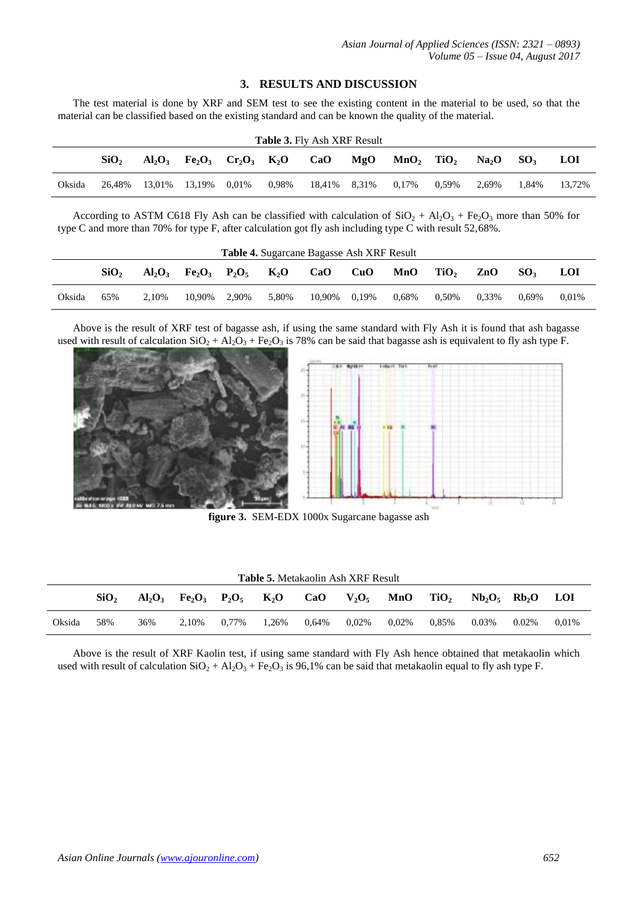## 3. RESULTS AND DISCUSSION

The test material is done by XRF and SEM test to see the existing content in the material to be used, so that the material can be classified based on the existing standard and can be known the quality of the material.

**Table 3.** Fly Ash XRF Result

| | $SiO_2$ | $Al_2O_3$ | $Fe_2O_3$ | $Cr_2O_3$ | $K_2O$ | CaO | MgO | $MnO_2$ | $TiO_2$ | $Na_2O$ | $SO_3$ | LOI |
|---|---|---|---|---|---|---|---|---|---|---|---|---|
| Oksida | 26,48% | 13,01% | 13,19% | 0,01% | 0,98% | 18,41% | 8,31% | 0,17% | 0,59% | 2,69% | 1,84% | 13,72% |

According to ASTM C618 Fly Ash can be classified with calculation of $SiO_2 + Al_2O_3 + Fe_2O_3$ more than 50% for type C and more than 70% for type F, after calculation got fly ash including type C with result 52,68%.

**Table 4.** Sugarcane Bagasse Ash XRF Result

| | $SiO_2$ | $Al_2O_3$ | $Fe_2O_3$ | $P_2O_5$ | $K_2O$ | CaO | CuO | MnO | $TiO_2$ | ZnO | $SO_3$ | LOI |
|---|---|---|---|---|---|---|---|---|---|---|---|---|
| Oksida | 65% | 2,10% | 10,90% | 2,90% | 5,80% | 10,90% | 0,19% | 0,68% | 0,50% | 0,33% | 0,69% | 0,01% |

Above is the result of XRF test of bagasse ash, if using the same standard with Fly Ash it is found that ash bagasse used with result of calculation $SiO_2 + Al_2O_3 + Fe_2O_3$ is 78% can be said that bagasse ash is equivalent to fly ash type F.

**figure 3.** SEM-EDX 1000x Sugarcane bagasse ash

**Table 5.** Metakaolin Ash XRF Result

| | $SiO_2$ | $Al_2O_3$ | $Fe_2O_3$ | $P_2O_5$ | $K_2O$ | CaO | $V_2O_5$ | MnO | $TiO_2$ | $Nb_2O_5$ | $Rb_2O$ | LOI |
|---|---|---|---|---|---|---|---|---|---|---|---|---|
| Oksida | 58% | 36% | 2,10% | 0,77% | 1,26% | 0,64% | 0,02% | 0,02% | 0,85% | 0.03% | 0.02% | 0,01% |

Above is the result of XRF Kaolin test, if using same standard with Fly Ash hence obtained that metakaolin which used with result of calculation $SiO_2 + Al_2O_3 + Fe_2O_3$ is 96,1% can be said that metakaolin equal to fly ash type F.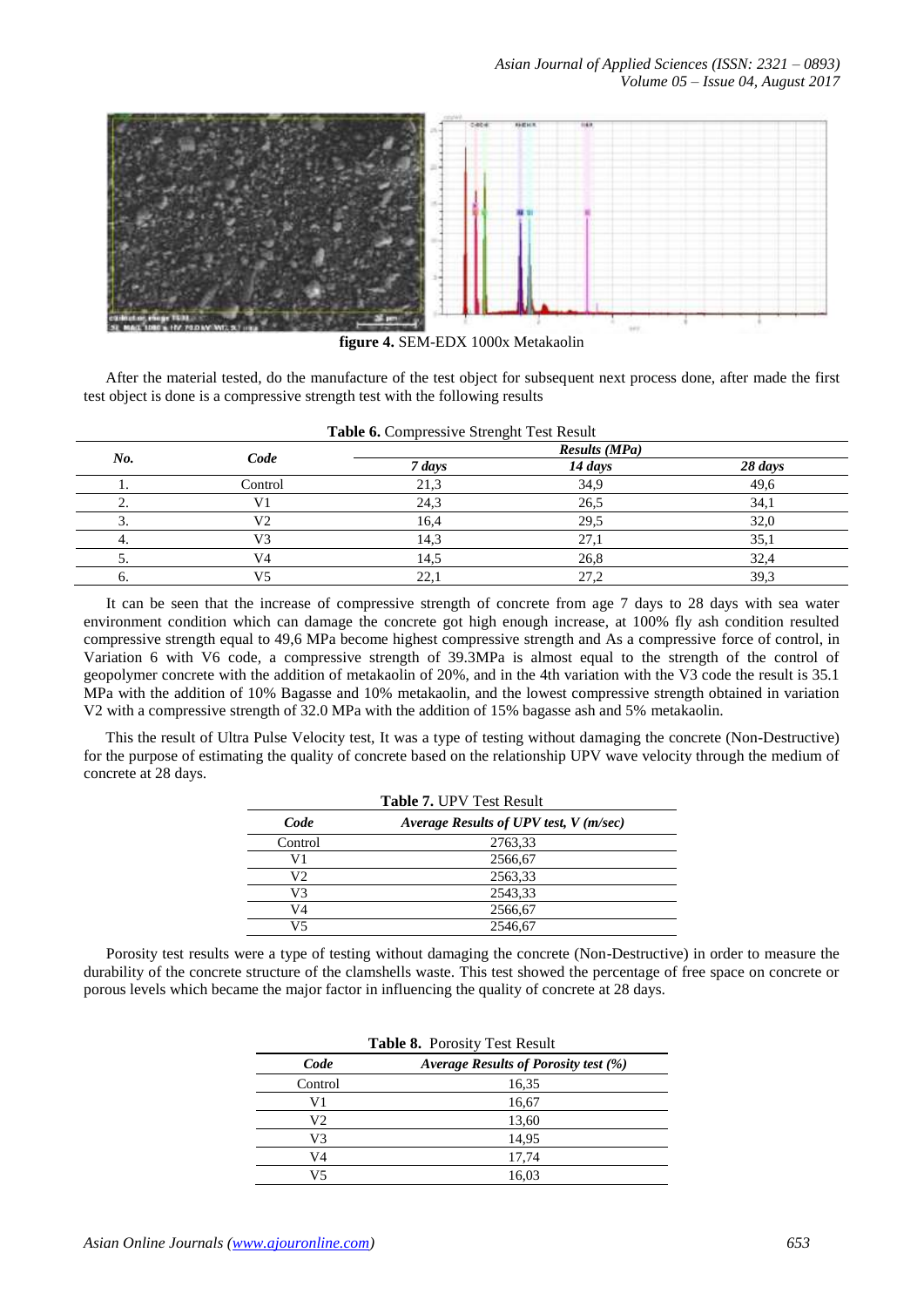figure 4. SEM-EDX 1000x Metakaolin

After the material tested, do the manufacture of the test object for subsequent next process done, after made the first test object is done is a compressive strength test with the following results

**Table 6.** Compressive Strenght Test Result

| *No.* | *Code* | *Results (MPa)* | | |
|---|---|---|---|---|
| | | *7 days* | *14 days* | *28 days* |
| 1. | Control | 21,3 | 34,9 | 49,6 |
| 2. | V1 | 24,3 | 26,5 | 34,1 |
| 3. | V2 | 16,4 | 29,5 | 32,0 |
| 4. | V3 | 14,3 | 27,1 | 35,1 |
| 5. | V4 | 14,5 | 26,8 | 32,4 |
| 6. | V5 | 22,1 | 27,2 | 39,3 |

It can be seen that the increase of compressive strength of concrete from age 7 days to 28 days with sea water environment condition which can damage the concrete got high enough increase, at 100% fly ash condition resulted compressive strength equal to 49,6 MPa become highest compressive strength and As a compressive force of control, in Variation 6 with V6 code, a compressive strength of 39.3MPa is almost equal to the strength of the control of geopolymer concrete with the addition of metakaolin of 20%, and in the 4th variation with the V3 code the result is 35.1 MPa with the addition of 10% Bagasse and 10% metakaolin, and the lowest compressive strength obtained in variation V2 with a compressive strength of 32.0 MPa with the addition of 15% bagasse ash and 5% metakaolin.

This the result of Ultra Pulse Velocity test, It was a type of testing without damaging the concrete (Non-Destructive) for the purpose of estimating the quality of concrete based on the relationship UPV wave velocity through the medium of concrete at 28 days.

**Table 7.** UPV Test Result

| *Code* | *Average Results of UPV test, V (m/sec)* |
|---|---|
| Control | 2763,33 |
| V1 | 2566,67 |
| V2 | 2563,33 |
| V3 | 2543,33 |
| V4 | 2566,67 |
| V5 | 2546,67 |

Porosity test results were a type of testing without damaging the concrete (Non-Destructive) in order to measure the durability of the concrete structure of the clamshells waste. This test showed the percentage of free space on concrete or porous levels which became the major factor in influencing the quality of concrete at 28 days.

**Table 8.** Porosity Test Result

| *Code* | *Average Results of Porosity test (%)* |
|---|---|
| Control | 16,35 |
| V1 | 16,67 |
| V2 | 13,60 |
| V3 | 14,95 |
| V4 | 17,74 |
| V5 | 16,03 |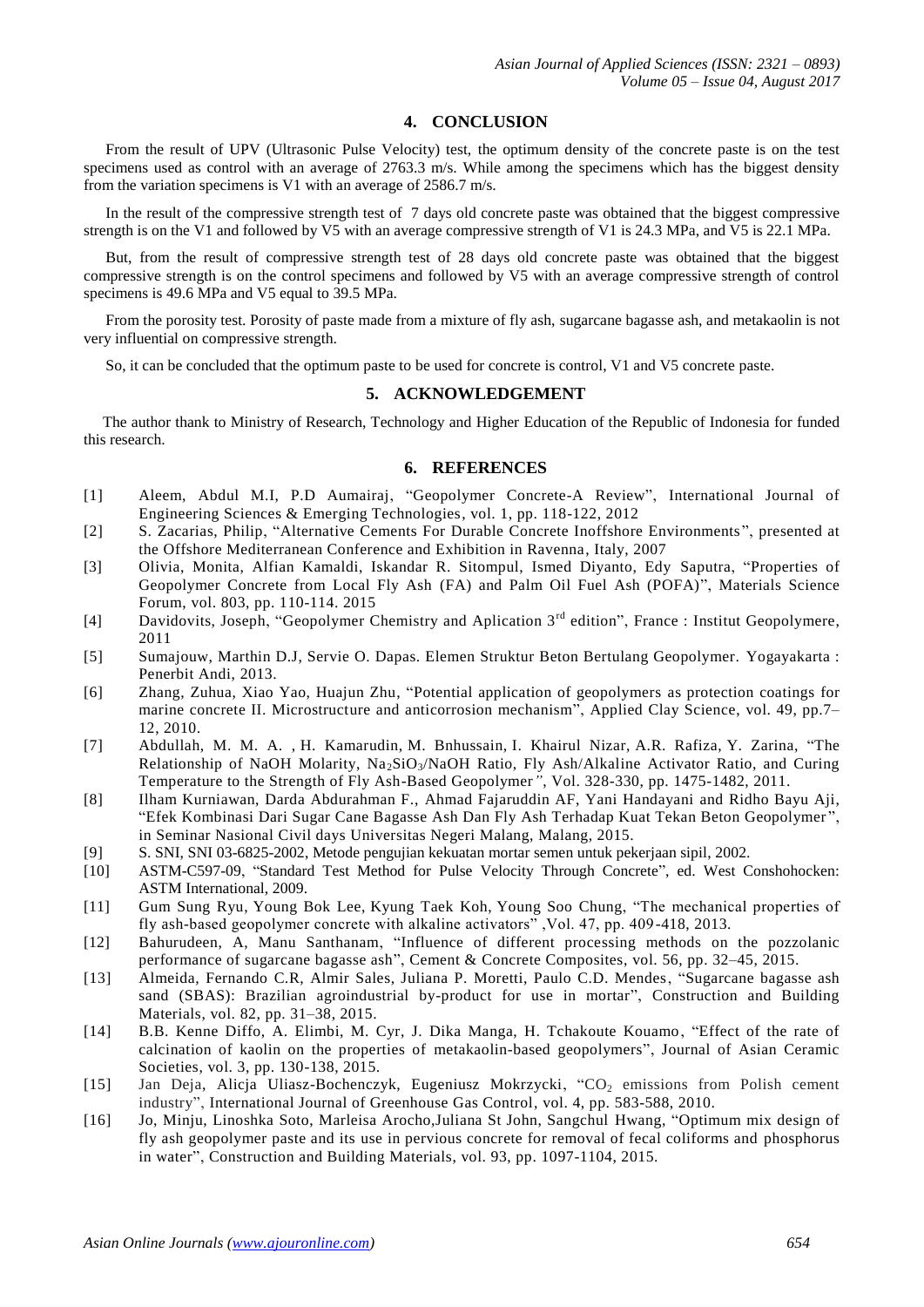## 4. CONCLUSION

From the result of UPV (Ultrasonic Pulse Velocity) test, the optimum density of the concrete paste is on the test specimens used as control with an average of 2763.3 m/s. While among the specimens which has the biggest density from the variation specimens is V1 with an average of 2586.7 m/s.

In the result of the compressive strength test of 7 days old concrete paste was obtained that the biggest compressive strength is on the V1 and followed by V5 with an average compressive strength of V1 is 24.3 MPa, and V5 is 22.1 MPa.

But, from the result of compressive strength test of 28 days old concrete paste was obtained that the biggest compressive strength is on the control specimens and followed by V5 with an average compressive strength of control specimens is 49.6 MPa and V5 equal to 39.5 MPa.

From the porosity test. Porosity of paste made from a mixture of fly ash, sugarcane bagasse ash, and metakaolin is not very influential on compressive strength.

So, it can be concluded that the optimum paste to be used for concrete is control, V1 and V5 concrete paste.

## 5. ACKNOWLEDGEMENT

The author thank to Ministry of Research, Technology and Higher Education of the Republic of Indonesia for funded this research.

## 6. REFERENCES

[1] Aleem, Abdul M.I, P.D Aumairaj, "Geopolymer Concrete-A Review", International Journal of Engineering Sciences & Emerging Technologies, vol. 1, pp. 118-122, 2012

[2] S. Zacarias, Philip, "Alternative Cements For Durable Concrete Inoffshore Environments", presented at the Offshore Mediterranean Conference and Exhibition in Ravenna, Italy, 2007

[3] Olivia, Monita, Alfian Kamaldi, Iskandar R. Sitompul, Ismed Diyanto, Edy Saputra, "Properties of Geopolymer Concrete from Local Fly Ash (FA) and Palm Oil Fuel Ash (POFA)", Materials Science Forum, vol. 803, pp. 110-114. 2015

[4] Davidovits, Joseph, "Geopolymer Chemistry and Aplication 3rd edition", France : Institut Geopolymere, 2011

[5] Sumajouw, Marthin D.J, Servie O. Dapas. Elemen Struktur Beton Bertulang Geopolymer. Yogayakarta : Penerbit Andi, 2013.

[6] Zhang, Zuhua, Xiao Yao, Huajun Zhu, "Potential application of geopolymers as protection coatings for marine concrete II. Microstructure and anticorrosion mechanism", Applied Clay Science, vol. 49, pp.7–12, 2010.

[7] Abdullah, M. M. A. , H. Kamarudin, M. Bnhussain, I. Khairul Nizar, A.R. Rafiza, Y. Zarina, "The Relationship of NaOH Molarity, $Na_2SiO_3$/NaOH Ratio, Fly Ash/Alkaline Activator Ratio, and Curing Temperature to the Strength of Fly Ash-Based Geopolymer", Vol. 328-330, pp. 1475-1482, 2011.

[8] Ilham Kurniawan, Darda Abdurahman F., Ahmad Fajaruddin AF, Yani Handayani and Ridho Bayu Aji, "Efek Kombinasi Dari Sugar Cane Bagasse Ash Dan Fly Ash Terhadap Kuat Tekan Beton Geopolymer", in Seminar Nasional Civil days Universitas Negeri Malang, Malang, 2015.

[9] S. SNI, SNI 03-6825-2002, Metode pengujian kekuatan mortar semen untuk pekerjaan sipil, 2002.

[10] ASTM-C597-09, "Standard Test Method for Pulse Velocity Through Concrete", ed. West Conshohocken: ASTM International, 2009.

[11] Gum Sung Ryu, Young Bok Lee, Kyung Taek Koh, Young Soo Chung, "The mechanical properties of fly ash-based geopolymer concrete with alkaline activators" ,Vol. 47, pp. 409-418, 2013.

[12] Bahurudeen, A, Manu Santhanam, "Influence of different processing methods on the pozzolanic performance of sugarcane bagasse ash", Cement & Concrete Composites, vol. 56, pp. 32–45, 2015.

[13] Almeida, Fernando C.R, Almir Sales, Juliana P. Moretti, Paulo C.D. Mendes, "Sugarcane bagasse ash sand (SBAS): Brazilian agroindustrial by-product for use in mortar", Construction and Building Materials, vol. 82, pp. 31–38, 2015.

[14] B.B. Kenne Diffo, A. Elimbi, M. Cyr, J. Dika Manga, H. Tchakoute Kouamo, "Effect of the rate of calcination of kaolin on the properties of metakaolin-based geopolymers", Journal of Asian Ceramic Societies, vol. 3, pp. 130-138, 2015.

[15] Jan Deja, Alicja Uliasz-Bochenczyk, Eugeniusz Mokrzycki, "$CO_2$ emissions from Polish cement industry", International Journal of Greenhouse Gas Control, vol. 4, pp. 583-588, 2010.

[16] Jo, Minju, Linoshka Soto, Marleisa Arocho,Juliana St John, Sangchul Hwang, "Optimum mix design of fly ash geopolymer paste and its use in pervious concrete for removal of fecal coliforms and phosphorus in water", Construction and Building Materials, vol. 93, pp. 1097-1104, 2015.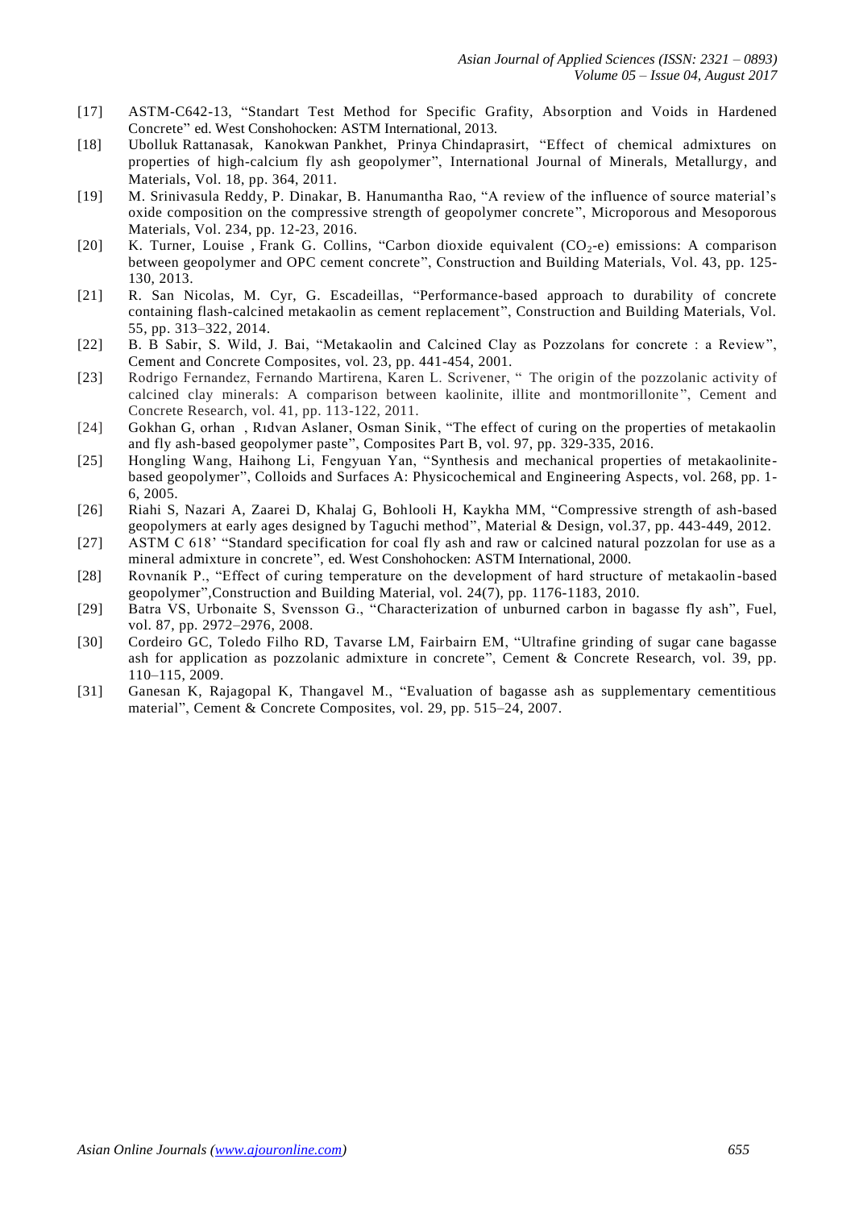[17] ASTM-C642-13, "Standart Test Method for Specific Grafity, Absorption and Voids in Hardened Concrete" ed. West Conshohocken: ASTM International, 2013.

[18] Ubolluk Rattanasak, Kanokwan Pankhet, Prinya Chindaprasirt, "Effect of chemical admixtures on properties of high-calcium fly ash geopolymer", International Journal of Minerals, Metallurgy, and Materials, Vol. 18, pp. 364, 2011.

[19] M. Srinivasula Reddy, P. Dinakar, B. Hanumantha Rao, "A review of the influence of source material's oxide composition on the compressive strength of geopolymer concrete", Microporous and Mesoporous Materials, Vol. 234, pp. 12-23, 2016.

[20] K. Turner, Louise , Frank G. Collins, "Carbon dioxide equivalent ($CO_2$-e) emissions: A comparison between geopolymer and OPC cement concrete", Construction and Building Materials, Vol. 43, pp. 125-130, 2013.

[21] R. San Nicolas, M. Cyr, G. Escadeillas, "Performance-based approach to durability of concrete containing flash-calcined metakaolin as cement replacement", Construction and Building Materials, Vol. 55, pp. 313–322, 2014.

[22] B. B Sabir, S. Wild, J. Bai, "Metakaolin and Calcined Clay as Pozzolans for concrete : a Review", Cement and Concrete Composites, vol. 23, pp. 441-454, 2001.

[23] Rodrigo Fernandez, Fernando Martirena, Karen L. Scrivener, " The origin of the pozzolanic activity of calcined clay minerals: A comparison between kaolinite, illite and montmorillonite", Cement and Concrete Research, vol. 41, pp. 113-122, 2011.

[24] Gokhan G, orhan , Rıdvan Aslaner, Osman Sinik, "The effect of curing on the properties of metakaolin and fly ash-based geopolymer paste", Composites Part B, vol. 97, pp. 329-335, 2016.

[25] Hongling Wang, Haihong Li, Fengyuan Yan, "Synthesis and mechanical properties of metakaolinite-based geopolymer", Colloids and Surfaces A: Physicochemical and Engineering Aspects, vol. 268, pp. 1-6, 2005.

[26] Riahi S, Nazari A, Zaarei D, Khalaj G, Bohlooli H, Kaykha MM, "Compressive strength of ash-based geopolymers at early ages designed by Taguchi method", Material & Design, vol.37, pp. 443-449, 2012.

[27] ASTM C 618' "Standard specification for coal fly ash and raw or calcined natural pozzolan for use as a mineral admixture in concrete", ed. West Conshohocken: ASTM International, 2000.

[28] Rovnaník P., "Effect of curing temperature on the development of hard structure of metakaolin-based geopolymer",Construction and Building Material, vol. 24(7), pp. 1176-1183, 2010.

[29] Batra VS, Urbonaite S, Svensson G., "Characterization of unburned carbon in bagasse fly ash", Fuel, vol. 87, pp. 2972–2976, 2008.

[30] Cordeiro GC, Toledo Filho RD, Tavarse LM, Fairbairn EM, "Ultrafine grinding of sugar cane bagasse ash for application as pozzolanic admixture in concrete", Cement & Concrete Research, vol. 39, pp. 110–115, 2009.

[31] Ganesan K, Rajagopal K, Thangavel M., "Evaluation of bagasse ash as supplementary cementitious material", Cement & Concrete Composites, vol. 29, pp. 515–24, 2007.